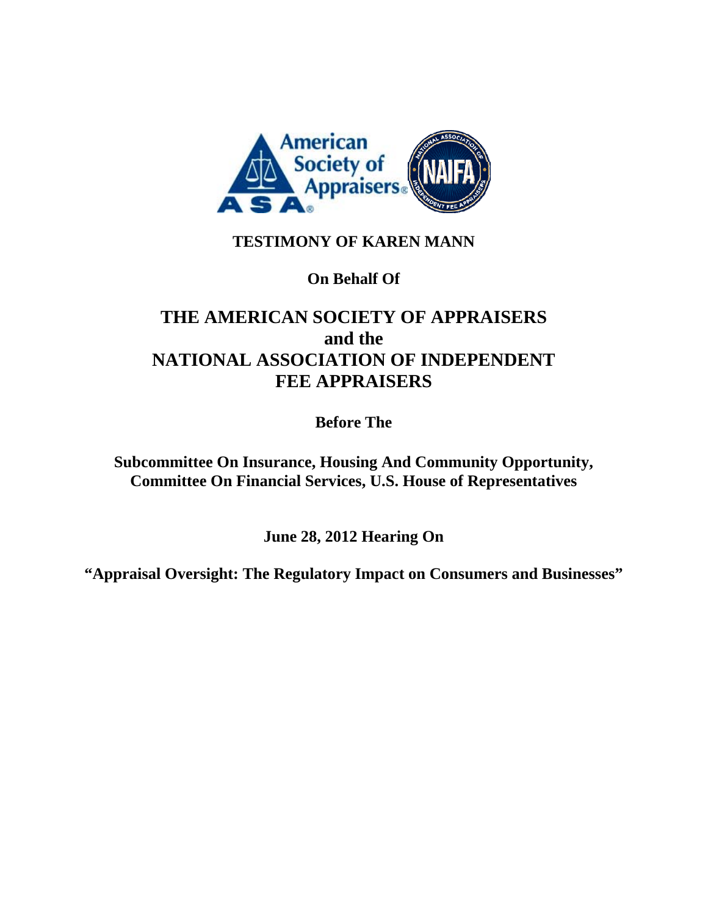**TESTIMONY OF KAREN MANN**

**On Behalf Of**

# THE AMERICAN SOCIETY OF APPRAISERS and the NATIONAL ASSOCIATION OF INDEPENDENT FEE APPRAISERS

**Before The**

**Subcommittee On Insurance, Housing And Community Opportunity, Committee On Financial Services, U.S. House of Representatives**

**June 28, 2012 Hearing On**

**"Appraisal Oversight: The Regulatory Impact on Consumers and Businesses"**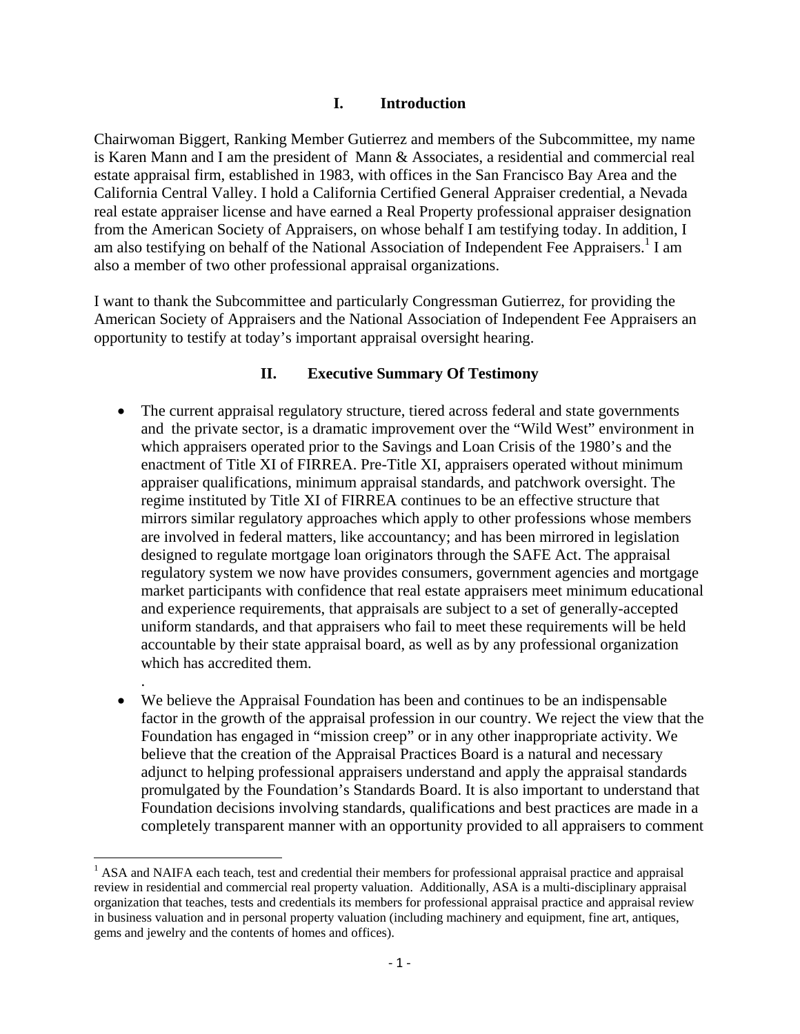## I. Introduction

Chairwoman Biggert, Ranking Member Gutierrez and members of the Subcommittee, my name is Karen Mann and I am the president of Mann & Associates, a residential and commercial real estate appraisal firm, established in 1983, with offices in the San Francisco Bay Area and the California Central Valley. I hold a California Certified General Appraiser credential, a Nevada real estate appraiser license and have earned a Real Property professional appraiser designation from the American Society of Appraisers, on whose behalf I am testifying today. In addition, I am also testifying on behalf of the National Association of Independent Fee Appraisers.[1] I am also a member of two other professional appraisal organizations.

I want to thank the Subcommittee and particularly Congressman Gutierrez, for providing the American Society of Appraisers and the National Association of Independent Fee Appraisers an opportunity to testify at today's important appraisal oversight hearing.

## II. Executive Summary Of Testimony

- The current appraisal regulatory structure, tiered across federal and state governments and the private sector, is a dramatic improvement over the "Wild West" environment in which appraisers operated prior to the Savings and Loan Crisis of the 1980's and the enactment of Title XI of FIRREA. Pre-Title XI, appraisers operated without minimum appraiser qualifications, minimum appraisal standards, and patchwork oversight. The regime instituted by Title XI of FIRREA continues to be an effective structure that mirrors similar regulatory approaches which apply to other professions whose members are involved in federal matters, like accountancy; and has been mirrored in legislation designed to regulate mortgage loan originators through the SAFE Act. The appraisal regulatory system we now have provides consumers, government agencies and mortgage market participants with confidence that real estate appraisers meet minimum educational and experience requirements, that appraisals are subject to a set of generally-accepted uniform standards, and that appraisers who fail to meet these requirements will be held accountable by their state appraisal board, as well as by any professional organization which has accredited them.
- We believe the Appraisal Foundation has been and continues to be an indispensable factor in the growth of the appraisal profession in our country. We reject the view that the Foundation has engaged in "mission creep" or in any other inappropriate activity. We believe that the creation of the Appraisal Practices Board is a natural and necessary adjunct to helping professional appraisers understand and apply the appraisal standards promulgated by the Foundation's Standards Board. It is also important to understand that Foundation decisions involving standards, qualifications and best practices are made in a completely transparent manner with an opportunity provided to all appraisers to comment

[1] ASA and NAIFA each teach, test and credential their members for professional appraisal practice and appraisal review in residential and commercial real property valuation. Additionally, ASA is a multi-disciplinary appraisal organization that teaches, tests and credentials its members for professional appraisal practice and appraisal review in business valuation and in personal property valuation (including machinery and equipment, fine art, antiques, gems and jewelry and the contents of homes and offices).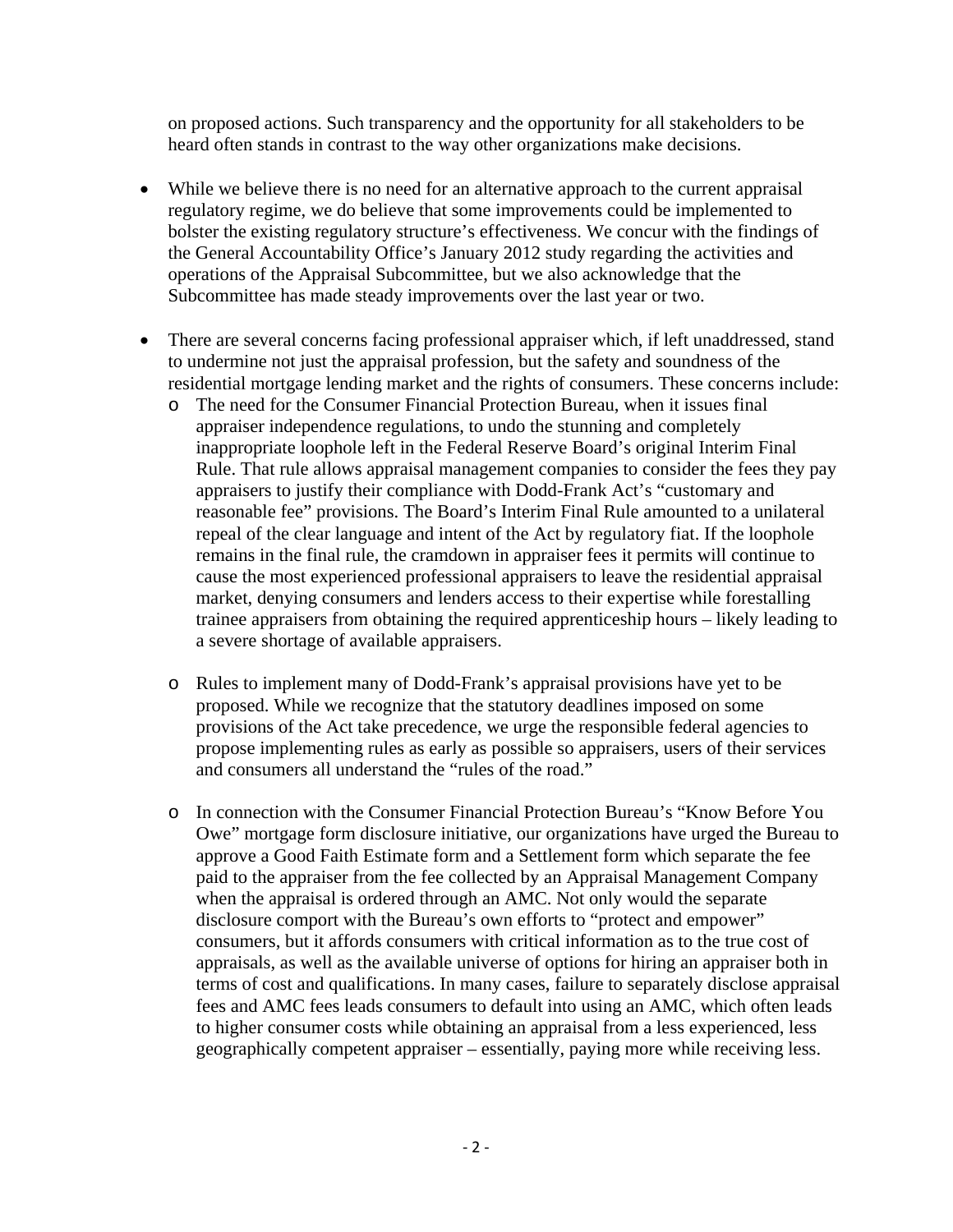on proposed actions. Such transparency and the opportunity for all stakeholders to be heard often stands in contrast to the way other organizations make decisions.

- While we believe there is no need for an alternative approach to the current appraisal regulatory regime, we do believe that some improvements could be implemented to bolster the existing regulatory structure's effectiveness. We concur with the findings of the General Accountability Office's January 2012 study regarding the activities and operations of the Appraisal Subcommittee, but we also acknowledge that the Subcommittee has made steady improvements over the last year or two.

- There are several concerns facing professional appraiser which, if left unaddressed, stand to undermine not just the appraisal profession, but the safety and soundness of the residential mortgage lending market and the rights of consumers. These concerns include:
  - The need for the Consumer Financial Protection Bureau, when it issues final appraiser independence regulations, to undo the stunning and completely inappropriate loophole left in the Federal Reserve Board's original Interim Final Rule. That rule allows appraisal management companies to consider the fees they pay appraisers to justify their compliance with Dodd-Frank Act's "customary and reasonable fee" provisions. The Board's Interim Final Rule amounted to a unilateral repeal of the clear language and intent of the Act by regulatory fiat. If the loophole remains in the final rule, the cramdown in appraiser fees it permits will continue to cause the most experienced professional appraisers to leave the residential appraisal market, denying consumers and lenders access to their expertise while forestalling trainee appraisers from obtaining the required apprenticeship hours – likely leading to a severe shortage of available appraisers.

  - Rules to implement many of Dodd-Frank's appraisal provisions have yet to be proposed. While we recognize that the statutory deadlines imposed on some provisions of the Act take precedence, we urge the responsible federal agencies to propose implementing rules as early as possible so appraisers, users of their services and consumers all understand the "rules of the road."

  - In connection with the Consumer Financial Protection Bureau's "Know Before You Owe" mortgage form disclosure initiative, our organizations have urged the Bureau to approve a Good Faith Estimate form and a Settlement form which separate the fee paid to the appraiser from the fee collected by an Appraisal Management Company when the appraisal is ordered through an AMC. Not only would the separate disclosure comport with the Bureau's own efforts to "protect and empower" consumers, but it affords consumers with critical information as to the true cost of appraisals, as well as the available universe of options for hiring an appraiser both in terms of cost and qualifications. In many cases, failure to separately disclose appraisal fees and AMC fees leads consumers to default into using an AMC, which often leads to higher consumer costs while obtaining an appraisal from a less experienced, less geographically competent appraiser – essentially, paying more while receiving less.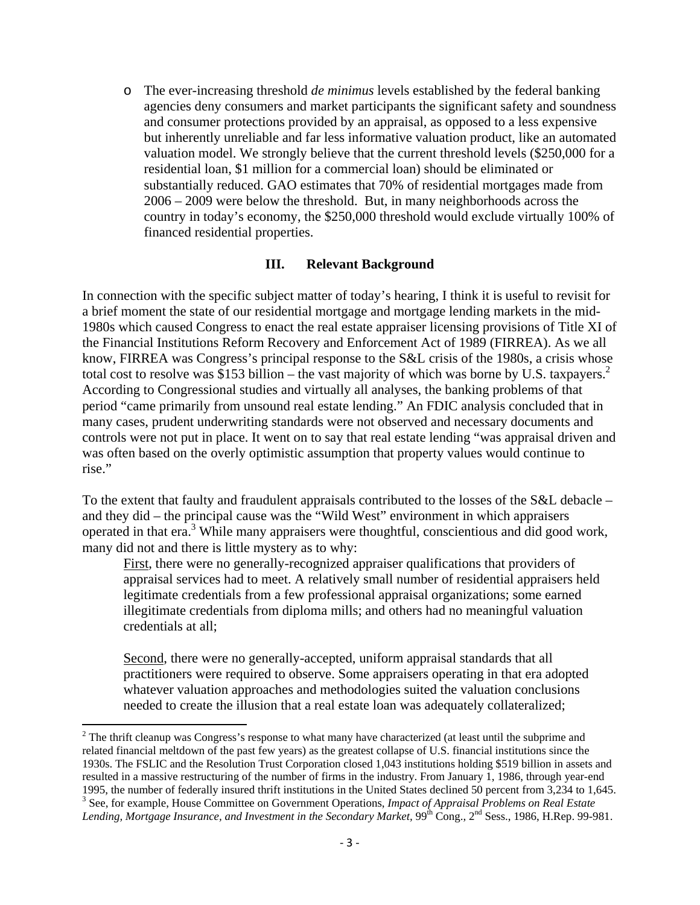- The ever-increasing threshold *de minimus* levels established by the federal banking agencies deny consumers and market participants the significant safety and soundness and consumer protections provided by an appraisal, as opposed to a less expensive but inherently unreliable and far less informative valuation product, like an automated valuation model. We strongly believe that the current threshold levels ($250,000 for a residential loan, $1 million for a commercial loan) should be eliminated or substantially reduced. GAO estimates that 70% of residential mortgages made from 2006 – 2009 were below the threshold. But, in many neighborhoods across the country in today's economy, the $250,000 threshold would exclude virtually 100% of financed residential properties.

## III. Relevant Background

In connection with the specific subject matter of today's hearing, I think it is useful to revisit for a brief moment the state of our residential mortgage and mortgage lending markets in the mid-1980s which caused Congress to enact the real estate appraiser licensing provisions of Title XI of the Financial Institutions Reform Recovery and Enforcement Act of 1989 (FIRREA). As we all know, FIRREA was Congress's principal response to the S&L crisis of the 1980s, a crisis whose total cost to resolve was $153 billion – the vast majority of which was borne by U.S. taxpayers.[2] According to Congressional studies and virtually all analyses, the banking problems of that period "came primarily from unsound real estate lending." An FDIC analysis concluded that in many cases, prudent underwriting standards were not observed and necessary documents and controls were not put in place. It went on to say that real estate lending "was appraisal driven and was often based on the overly optimistic assumption that property values would continue to rise."

To the extent that faulty and fraudulent appraisals contributed to the losses of the S&L debacle – and they did – the principal cause was the "Wild West" environment in which appraisers operated in that era.[3] While many appraisers were thoughtful, conscientious and did good work, many did not and there is little mystery as to why:

First, there were no generally-recognized appraiser qualifications that providers of appraisal services had to meet. A relatively small number of residential appraisers held legitimate credentials from a few professional appraisal organizations; some earned illegitimate credentials from diploma mills; and others had no meaningful valuation credentials at all;

Second, there were no generally-accepted, uniform appraisal standards that all practitioners were required to observe. Some appraisers operating in that era adopted whatever valuation approaches and methodologies suited the valuation conclusions needed to create the illusion that a real estate loan was adequately collateralized;

---

[2] The thrift cleanup was Congress's response to what many have characterized (at least until the subprime and related financial meltdown of the past few years) as the greatest collapse of U.S. financial institutions since the 1930s. The FSLIC and the Resolution Trust Corporation closed 1,043 institutions holding $519 billion in assets and resulted in a massive restructuring of the number of firms in the industry. From January 1, 1986, through year-end 1995, the number of federally insured thrift institutions in the United States declined 50 percent from 3,234 to 1,645.

[3] See, for example, House Committee on Government Operations, *Impact of Appraisal Problems on Real Estate Lending, Mortgage Insurance, and Investment in the Secondary Market*, 99th Cong., 2nd Sess., 1986, H.Rep. 99-981.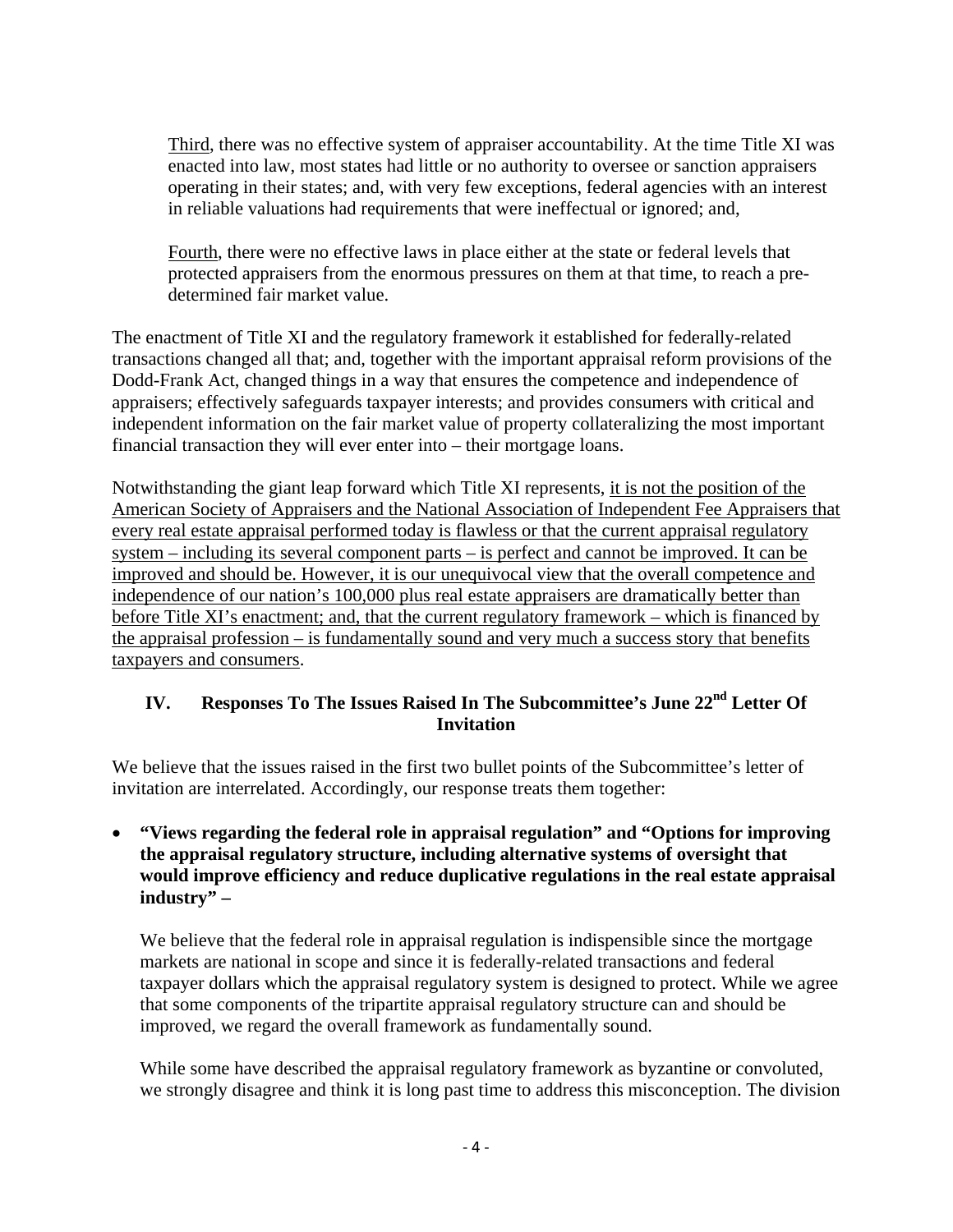<u>Third</u>, there was no effective system of appraiser accountability. At the time Title XI was enacted into law, most states had little or no authority to oversee or sanction appraisers operating in their states; and, with very few exceptions, federal agencies with an interest in reliable valuations had requirements that were ineffectual or ignored; and,

<u>Fourth</u>, there were no effective laws in place either at the state or federal levels that protected appraisers from the enormous pressures on them at that time, to reach a pre-determined fair market value.

The enactment of Title XI and the regulatory framework it established for federally-related transactions changed all that; and, together with the important appraisal reform provisions of the Dodd-Frank Act, changed things in a way that ensures the competence and independence of appraisers; effectively safeguards taxpayer interests; and provides consumers with critical and independent information on the fair market value of property collateralizing the most important financial transaction they will ever enter into – their mortgage loans.

Notwithstanding the giant leap forward which Title XI represents, <u>it is not the position of the American Society of Appraisers and the National Association of Independent Fee Appraisers that every real estate appraisal performed today is flawless or that the current appraisal regulatory system – including its several component parts – is perfect and cannot be improved. It can be improved and should be. However, it is our unequivocal view that the overall competence and independence of our nation's 100,000 plus real estate appraisers are dramatically better than before Title XI's enactment; and, that the current regulatory framework – which is financed by the appraisal profession – is fundamentally sound and very much a success story that benefits taxpayers and consumers</u>.

## IV. Responses To The Issues Raised In The Subcommittee's June 22nd Letter Of Invitation

We believe that the issues raised in the first two bullet points of the Subcommittee's letter of invitation are interrelated. Accordingly, our response treats them together:

- **"Views regarding the federal role in appraisal regulation" and "Options for improving the appraisal regulatory structure, including alternative systems of oversight that would improve efficiency and reduce duplicative regulations in the real estate appraisal industry" –**

  We believe that the federal role in appraisal regulation is indispensible since the mortgage markets are national in scope and since it is federally-related transactions and federal taxpayer dollars which the appraisal regulatory system is designed to protect. While we agree that some components of the tripartite appraisal regulatory structure can and should be improved, we regard the overall framework as fundamentally sound.

  While some have described the appraisal regulatory framework as byzantine or convoluted, we strongly disagree and think it is long past time to address this misconception. The division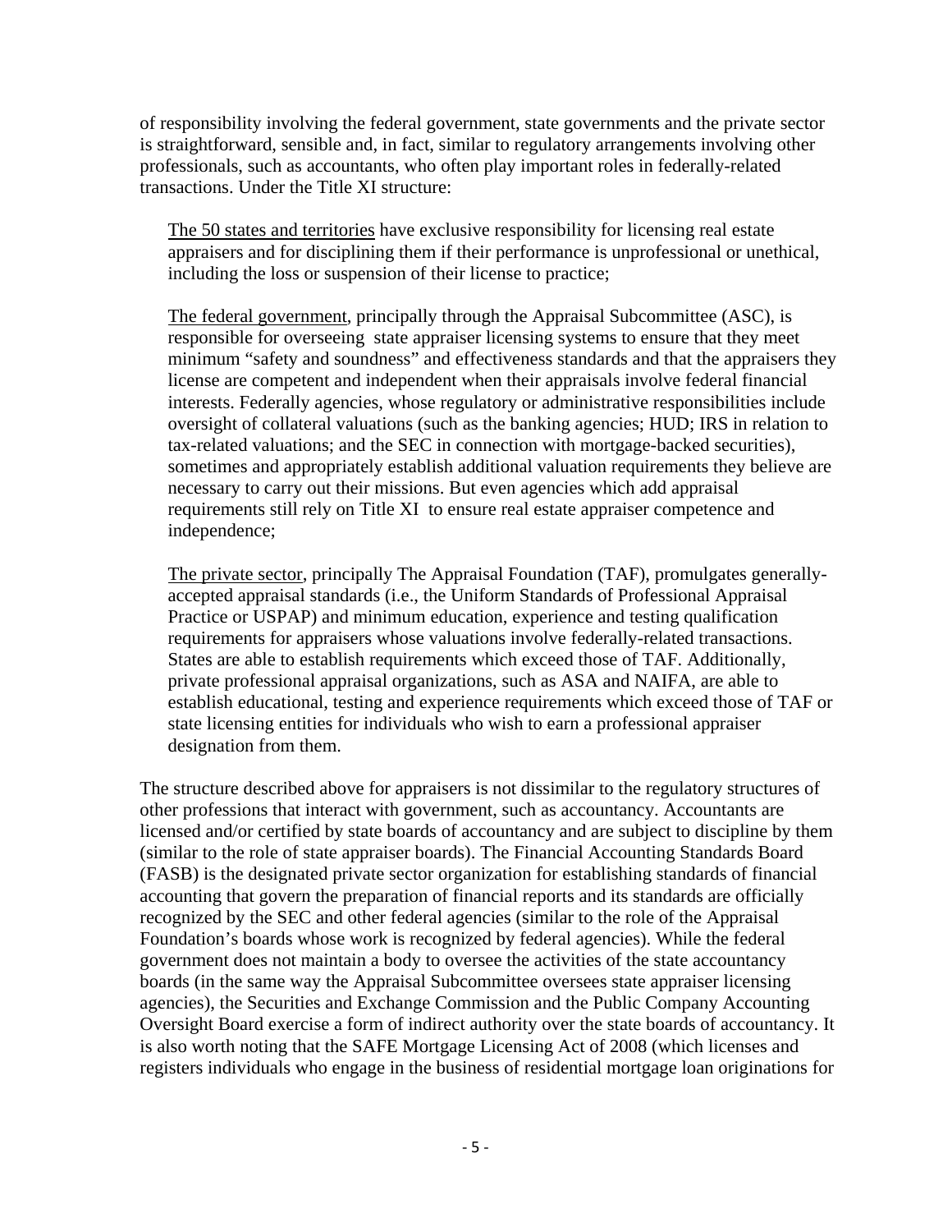of responsibility involving the federal government, state governments and the private sector is straightforward, sensible and, in fact, similar to regulatory arrangements involving other professionals, such as accountants, who often play important roles in federally-related transactions. Under the Title XI structure:

> <u>The 50 states and territories</u> have exclusive responsibility for licensing real estate appraisers and for disciplining them if their performance is unprofessional or unethical, including the loss or suspension of their license to practice;
>
> <u>The federal government</u>, principally through the Appraisal Subcommittee (ASC), is responsible for overseeing state appraiser licensing systems to ensure that they meet minimum "safety and soundness" and effectiveness standards and that the appraisers they license are competent and independent when their appraisals involve federal financial interests. Federally agencies, whose regulatory or administrative responsibilities include oversight of collateral valuations (such as the banking agencies; HUD; IRS in relation to tax-related valuations; and the SEC in connection with mortgage-backed securities), sometimes and appropriately establish additional valuation requirements they believe are necessary to carry out their missions. But even agencies which add appraisal requirements still rely on Title XI to ensure real estate appraiser competence and independence;
>
> <u>The private sector</u>, principally The Appraisal Foundation (TAF), promulgates generally-accepted appraisal standards (i.e., the Uniform Standards of Professional Appraisal Practice or USPAP) and minimum education, experience and testing qualification requirements for appraisers whose valuations involve federally-related transactions. States are able to establish requirements which exceed those of TAF. Additionally, private professional appraisal organizations, such as ASA and NAIFA, are able to establish educational, testing and experience requirements which exceed those of TAF or state licensing entities for individuals who wish to earn a professional appraiser designation from them.

The structure described above for appraisers is not dissimilar to the regulatory structures of other professions that interact with government, such as accountancy. Accountants are licensed and/or certified by state boards of accountancy and are subject to discipline by them (similar to the role of state appraiser boards). The Financial Accounting Standards Board (FASB) is the designated private sector organization for establishing standards of financial accounting that govern the preparation of financial reports and its standards are officially recognized by the SEC and other federal agencies (similar to the role of the Appraisal Foundation's boards whose work is recognized by federal agencies). While the federal government does not maintain a body to oversee the activities of the state accountancy boards (in the same way the Appraisal Subcommittee oversees state appraiser licensing agencies), the Securities and Exchange Commission and the Public Company Accounting Oversight Board exercise a form of indirect authority over the state boards of accountancy. It is also worth noting that the SAFE Mortgage Licensing Act of 2008 (which licenses and registers individuals who engage in the business of residential mortgage loan originations for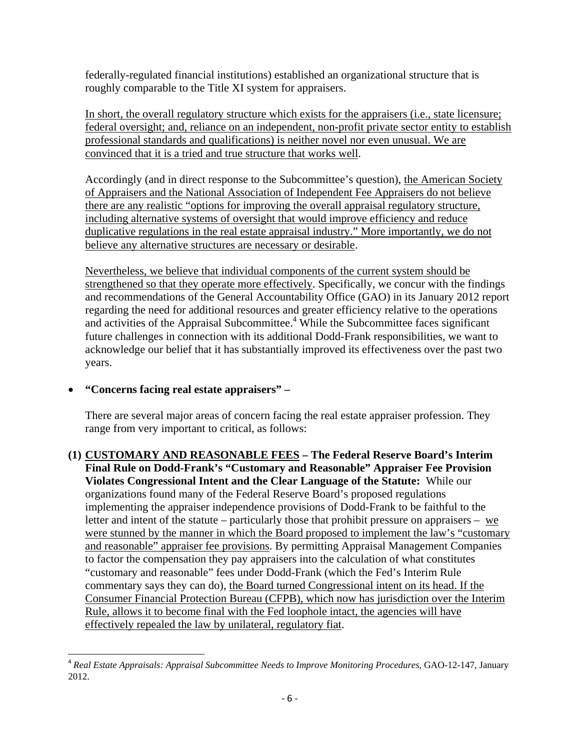federally-regulated financial institutions) established an organizational structure that is roughly comparable to the Title XI system for appraisers.

In short, the overall regulatory structure which exists for the appraisers (i.e., state licensure; federal oversight; and, reliance on an independent, non-profit private sector entity to establish professional standards and qualifications) is neither novel nor even unusual. We are convinced that it is a tried and true structure that works well.

Accordingly (and in direct response to the Subcommittee's question), the American Society of Appraisers and the National Association of Independent Fee Appraisers do not believe there are any realistic "options for improving the overall appraisal regulatory structure, including alternative systems of oversight that would improve efficiency and reduce duplicative regulations in the real estate appraisal industry." More importantly, we do not believe any alternative structures are necessary or desirable.

Nevertheless, we believe that individual components of the current system should be strengthened so that they operate more effectively. Specifically, we concur with the findings and recommendations of the General Accountability Office (GAO) in its January 2012 report regarding the need for additional resources and greater efficiency relative to the operations and activities of the Appraisal Subcommittee.[4] While the Subcommittee faces significant future challenges in connection with its additional Dodd-Frank responsibilities, we want to acknowledge our belief that it has substantially improved its effectiveness over the past two years.

- **"Concerns facing real estate appraisers" –**

There are several major areas of concern facing the real estate appraiser profession. They range from very important to critical, as follows:

**(1) CUSTOMARY AND REASONABLE FEES – The Federal Reserve Board's Interim Final Rule on Dodd-Frank's "Customary and Reasonable" Appraiser Fee Provision Violates Congressional Intent and the Clear Language of the Statute:** While our organizations found many of the Federal Reserve Board's proposed regulations implementing the appraiser independence provisions of Dodd-Frank to be faithful to the letter and intent of the statute – particularly those that prohibit pressure on appraisers – we were stunned by the manner in which the Board proposed to implement the law's "customary and reasonable" appraiser fee provisions. By permitting Appraisal Management Companies to factor the compensation they pay appraisers into the calculation of what constitutes "customary and reasonable" fees under Dodd-Frank (which the Fed's Interim Rule commentary says they can do), the Board turned Congressional intent on its head. If the Consumer Financial Protection Bureau (CFPB), which now has jurisdiction over the Interim Rule, allows it to become final with the Fed loophole intact, the agencies will have effectively repealed the law by unilateral, regulatory fiat.

[4] *Real Estate Appraisals: Appraisal Subcommittee Needs to Improve Monitoring Procedures,* GAO-12-147, January 2012.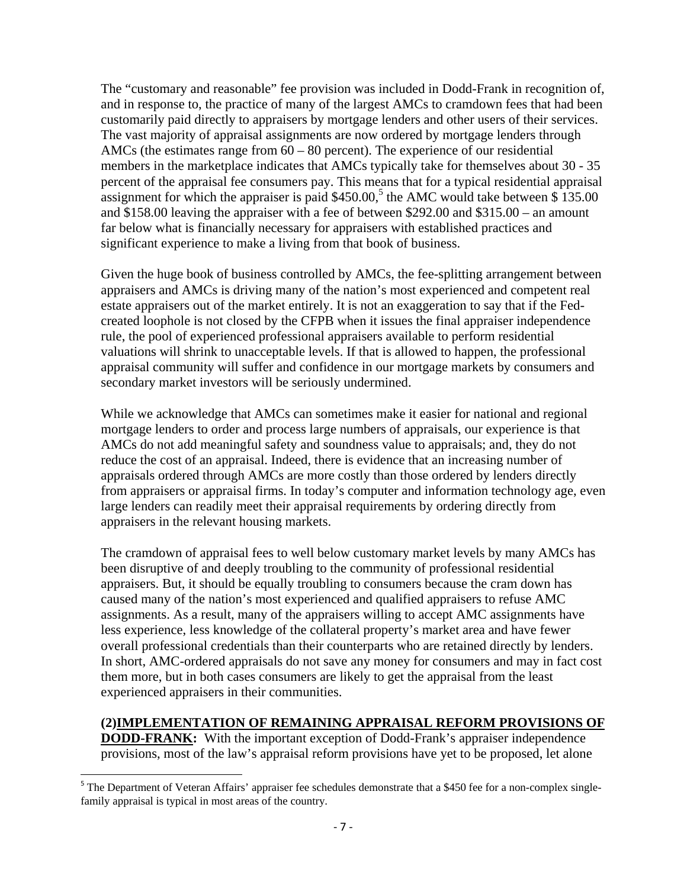The "customary and reasonable" fee provision was included in Dodd-Frank in recognition of, and in response to, the practice of many of the largest AMCs to cramdown fees that had been customarily paid directly to appraisers by mortgage lenders and other users of their services. The vast majority of appraisal assignments are now ordered by mortgage lenders through AMCs (the estimates range from 60 – 80 percent). The experience of our residential members in the marketplace indicates that AMCs typically take for themselves about 30 - 35 percent of the appraisal fee consumers pay. This means that for a typical residential appraisal assignment for which the appraiser is paid $450.00,[5] the AMC would take between $ 135.00 and $158.00 leaving the appraiser with a fee of between $292.00 and $315.00 – an amount far below what is financially necessary for appraisers with established practices and significant experience to make a living from that book of business.

Given the huge book of business controlled by AMCs, the fee-splitting arrangement between appraisers and AMCs is driving many of the nation's most experienced and competent real estate appraisers out of the market entirely. It is not an exaggeration to say that if the Fed-created loophole is not closed by the CFPB when it issues the final appraiser independence rule, the pool of experienced professional appraisers available to perform residential valuations will shrink to unacceptable levels. If that is allowed to happen, the professional appraisal community will suffer and confidence in our mortgage markets by consumers and secondary market investors will be seriously undermined.

While we acknowledge that AMCs can sometimes make it easier for national and regional mortgage lenders to order and process large numbers of appraisals, our experience is that AMCs do not add meaningful safety and soundness value to appraisals; and, they do not reduce the cost of an appraisal. Indeed, there is evidence that an increasing number of appraisals ordered through AMCs are more costly than those ordered by lenders directly from appraisers or appraisal firms. In today's computer and information technology age, even large lenders can readily meet their appraisal requirements by ordering directly from appraisers in the relevant housing markets.

The cramdown of appraisal fees to well below customary market levels by many AMCs has been disruptive of and deeply troubling to the community of professional residential appraisers. But, it should be equally troubling to consumers because the cram down has caused many of the nation's most experienced and qualified appraisers to refuse AMC assignments. As a result, many of the appraisers willing to accept AMC assignments have less experience, less knowledge of the collateral property's market area and have fewer overall professional credentials than their counterparts who are retained directly by lenders. In short, AMC-ordered appraisals do not save any money for consumers and may in fact cost them more, but in both cases consumers are likely to get the appraisal from the least experienced appraisers in their communities.

**(2)<u>IMPLEMENTATION OF REMAINING APPRAISAL REFORM PROVISIONS OF DODD-FRANK</u>:** With the important exception of Dodd-Frank's appraiser independence provisions, most of the law's appraisal reform provisions have yet to be proposed, let alone

[5] The Department of Veteran Affairs' appraiser fee schedules demonstrate that a $450 fee for a non-complex single-family appraisal is typical in most areas of the country.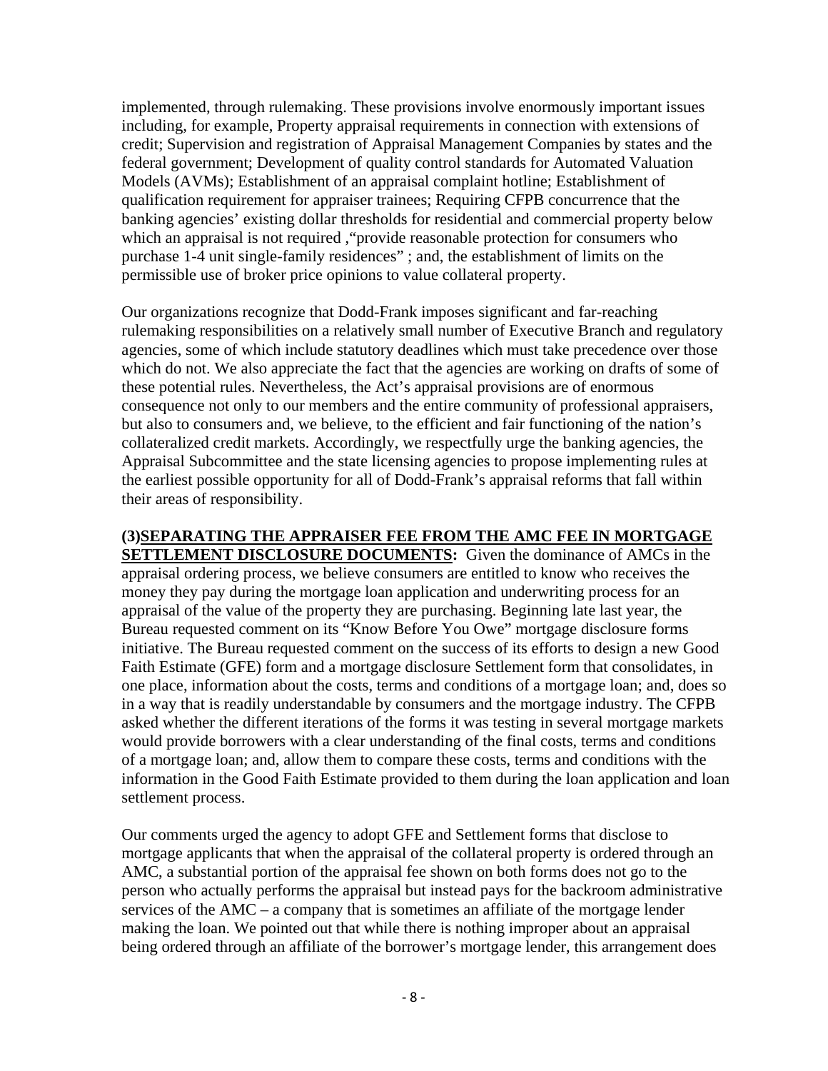implemented, through rulemaking. These provisions involve enormously important issues including, for example, Property appraisal requirements in connection with extensions of credit; Supervision and registration of Appraisal Management Companies by states and the federal government; Development of quality control standards for Automated Valuation Models (AVMs); Establishment of an appraisal complaint hotline; Establishment of qualification requirement for appraiser trainees; Requiring CFPB concurrence that the banking agencies' existing dollar thresholds for residential and commercial property below which an appraisal is not required ,"provide reasonable protection for consumers who purchase 1-4 unit single-family residences" ; and, the establishment of limits on the permissible use of broker price opinions to value collateral property.

Our organizations recognize that Dodd-Frank imposes significant and far-reaching rulemaking responsibilities on a relatively small number of Executive Branch and regulatory agencies, some of which include statutory deadlines which must take precedence over those which do not. We also appreciate the fact that the agencies are working on drafts of some of these potential rules. Nevertheless, the Act's appraisal provisions are of enormous consequence not only to our members and the entire community of professional appraisers, but also to consumers and, we believe, to the efficient and fair functioning of the nation's collateralized credit markets. Accordingly, we respectfully urge the banking agencies, the Appraisal Subcommittee and the state licensing agencies to propose implementing rules at the earliest possible opportunity for all of Dodd-Frank's appraisal reforms that fall within their areas of responsibility.

**(3)<u>SEPARATING THE APPRAISER FEE FROM THE AMC FEE IN MORTGAGE SETTLEMENT DISCLOSURE DOCUMENTS</u>:** Given the dominance of AMCs in the appraisal ordering process, we believe consumers are entitled to know who receives the money they pay during the mortgage loan application and underwriting process for an appraisal of the value of the property they are purchasing. Beginning late last year, the Bureau requested comment on its "Know Before You Owe" mortgage disclosure forms initiative. The Bureau requested comment on the success of its efforts to design a new Good Faith Estimate (GFE) form and a mortgage disclosure Settlement form that consolidates, in one place, information about the costs, terms and conditions of a mortgage loan; and, does so in a way that is readily understandable by consumers and the mortgage industry. The CFPB asked whether the different iterations of the forms it was testing in several mortgage markets would provide borrowers with a clear understanding of the final costs, terms and conditions of a mortgage loan; and, allow them to compare these costs, terms and conditions with the information in the Good Faith Estimate provided to them during the loan application and loan settlement process.

Our comments urged the agency to adopt GFE and Settlement forms that disclose to mortgage applicants that when the appraisal of the collateral property is ordered through an AMC, a substantial portion of the appraisal fee shown on both forms does not go to the person who actually performs the appraisal but instead pays for the backroom administrative services of the AMC – a company that is sometimes an affiliate of the mortgage lender making the loan. We pointed out that while there is nothing improper about an appraisal being ordered through an affiliate of the borrower's mortgage lender, this arrangement does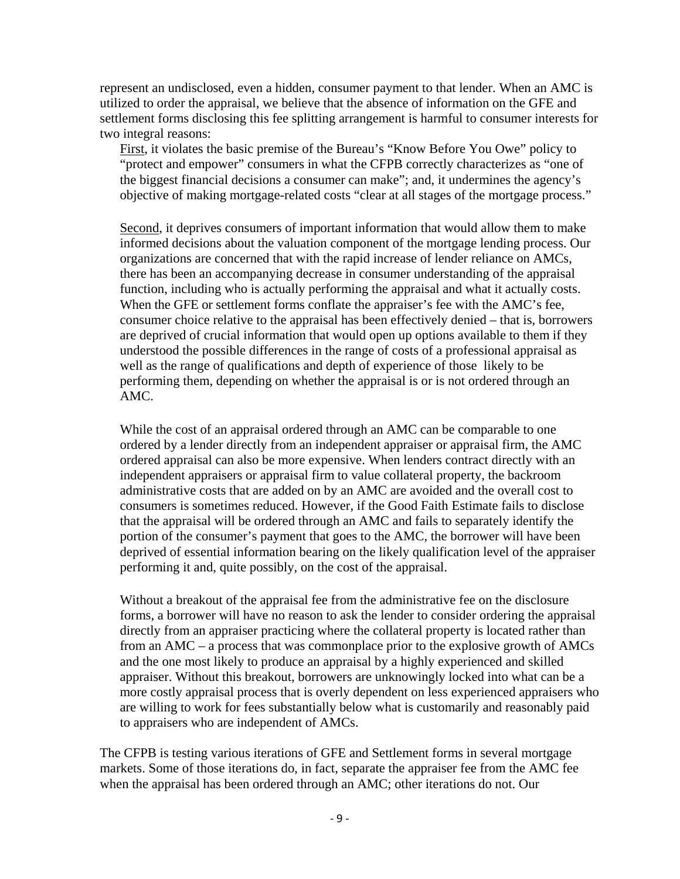represent an undisclosed, even a hidden, consumer payment to that lender. When an AMC is utilized to order the appraisal, we believe that the absence of information on the GFE and settlement forms disclosing this fee splitting arrangement is harmful to consumer interests for two integral reasons:

First, it violates the basic premise of the Bureau's "Know Before You Owe" policy to "protect and empower" consumers in what the CFPB correctly characterizes as "one of the biggest financial decisions a consumer can make"; and, it undermines the agency's objective of making mortgage-related costs "clear at all stages of the mortgage process."

Second, it deprives consumers of important information that would allow them to make informed decisions about the valuation component of the mortgage lending process. Our organizations are concerned that with the rapid increase of lender reliance on AMCs, there has been an accompanying decrease in consumer understanding of the appraisal function, including who is actually performing the appraisal and what it actually costs. When the GFE or settlement forms conflate the appraiser's fee with the AMC's fee, consumer choice relative to the appraisal has been effectively denied – that is, borrowers are deprived of crucial information that would open up options available to them if they understood the possible differences in the range of costs of a professional appraisal as well as the range of qualifications and depth of experience of those likely to be performing them, depending on whether the appraisal is or is not ordered through an AMC.

While the cost of an appraisal ordered through an AMC can be comparable to one ordered by a lender directly from an independent appraiser or appraisal firm, the AMC ordered appraisal can also be more expensive. When lenders contract directly with an independent appraisers or appraisal firm to value collateral property, the backroom administrative costs that are added on by an AMC are avoided and the overall cost to consumers is sometimes reduced. However, if the Good Faith Estimate fails to disclose that the appraisal will be ordered through an AMC and fails to separately identify the portion of the consumer's payment that goes to the AMC, the borrower will have been deprived of essential information bearing on the likely qualification level of the appraiser performing it and, quite possibly, on the cost of the appraisal.

Without a breakout of the appraisal fee from the administrative fee on the disclosure forms, a borrower will have no reason to ask the lender to consider ordering the appraisal directly from an appraiser practicing where the collateral property is located rather than from an AMC – a process that was commonplace prior to the explosive growth of AMCs and the one most likely to produce an appraisal by a highly experienced and skilled appraiser. Without this breakout, borrowers are unknowingly locked into what can be a more costly appraisal process that is overly dependent on less experienced appraisers who are willing to work for fees substantially below what is customarily and reasonably paid to appraisers who are independent of AMCs.

The CFPB is testing various iterations of GFE and Settlement forms in several mortgage markets. Some of those iterations do, in fact, separate the appraiser fee from the AMC fee when the appraisal has been ordered through an AMC; other iterations do not. Our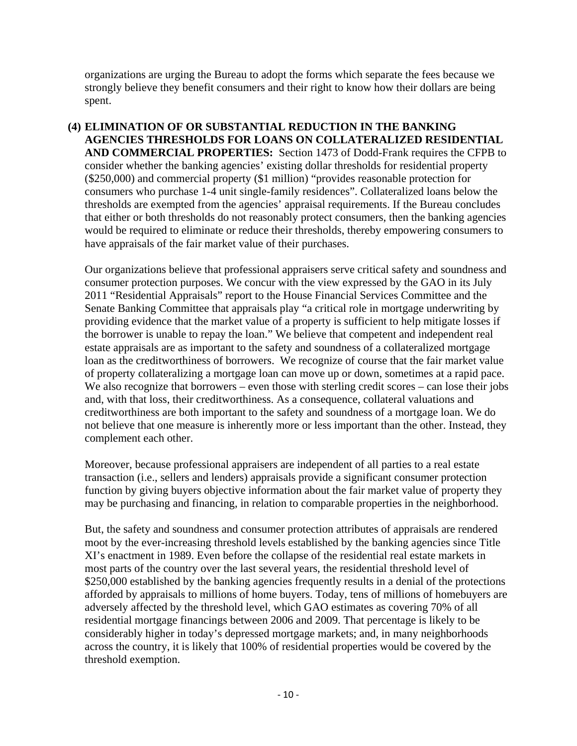organizations are urging the Bureau to adopt the forms which separate the fees because we strongly believe they benefit consumers and their right to know how their dollars are being spent.

**(4) ELIMINATION OF OR SUBSTANTIAL REDUCTION IN THE BANKING AGENCIES THRESHOLDS FOR LOANS ON COLLATERALIZED RESIDENTIAL AND COMMERCIAL PROPERTIES:** Section 1473 of Dodd-Frank requires the CFPB to consider whether the banking agencies' existing dollar thresholds for residential property ($250,000) and commercial property ($1 million) "provides reasonable protection for consumers who purchase 1-4 unit single-family residences". Collateralized loans below the thresholds are exempted from the agencies' appraisal requirements. If the Bureau concludes that either or both thresholds do not reasonably protect consumers, then the banking agencies would be required to eliminate or reduce their thresholds, thereby empowering consumers to have appraisals of the fair market value of their purchases.

Our organizations believe that professional appraisers serve critical safety and soundness and consumer protection purposes. We concur with the view expressed by the GAO in its July 2011 "Residential Appraisals" report to the House Financial Services Committee and the Senate Banking Committee that appraisals play "a critical role in mortgage underwriting by providing evidence that the market value of a property is sufficient to help mitigate losses if the borrower is unable to repay the loan." We believe that competent and independent real estate appraisals are as important to the safety and soundness of a collateralized mortgage loan as the creditworthiness of borrowers. We recognize of course that the fair market value of property collateralizing a mortgage loan can move up or down, sometimes at a rapid pace. We also recognize that borrowers – even those with sterling credit scores – can lose their jobs and, with that loss, their creditworthiness. As a consequence, collateral valuations and creditworthiness are both important to the safety and soundness of a mortgage loan. We do not believe that one measure is inherently more or less important than the other. Instead, they complement each other.

Moreover, because professional appraisers are independent of all parties to a real estate transaction (i.e., sellers and lenders) appraisals provide a significant consumer protection function by giving buyers objective information about the fair market value of property they may be purchasing and financing, in relation to comparable properties in the neighborhood.

But, the safety and soundness and consumer protection attributes of appraisals are rendered moot by the ever-increasing threshold levels established by the banking agencies since Title XI's enactment in 1989. Even before the collapse of the residential real estate markets in most parts of the country over the last several years, the residential threshold level of $250,000 established by the banking agencies frequently results in a denial of the protections afforded by appraisals to millions of home buyers. Today, tens of millions of homebuyers are adversely affected by the threshold level, which GAO estimates as covering 70% of all residential mortgage financings between 2006 and 2009. That percentage is likely to be considerably higher in today's depressed mortgage markets; and, in many neighborhoods across the country, it is likely that 100% of residential properties would be covered by the threshold exemption.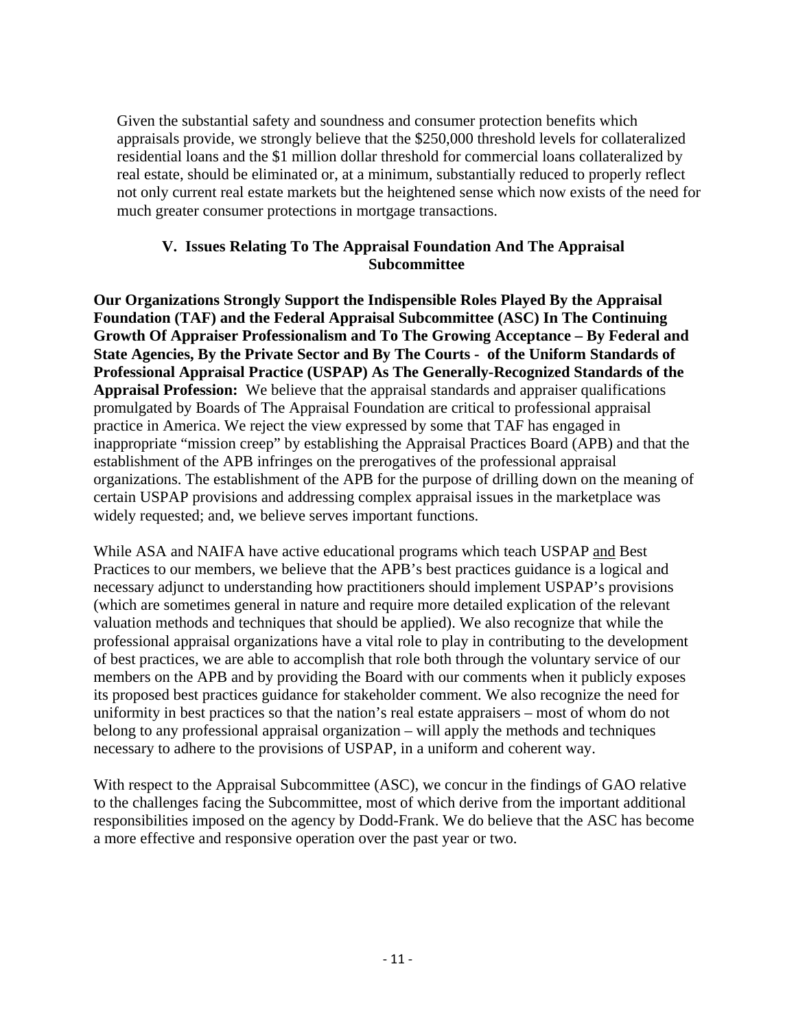Given the substantial safety and soundness and consumer protection benefits which appraisals provide, we strongly believe that the $250,000 threshold levels for collateralized residential loans and the $1 million dollar threshold for commercial loans collateralized by real estate, should be eliminated or, at a minimum, substantially reduced to properly reflect not only current real estate markets but the heightened sense which now exists of the need for much greater consumer protections in mortgage transactions.

## V. Issues Relating To The Appraisal Foundation And The Appraisal Subcommittee

**Our Organizations Strongly Support the Indispensible Roles Played By the Appraisal Foundation (TAF) and the Federal Appraisal Subcommittee (ASC) In The Continuing Growth Of Appraiser Professionalism and To The Growing Acceptance – By Federal and State Agencies, By the Private Sector and By The Courts - of the Uniform Standards of Professional Appraisal Practice (USPAP) As The Generally-Recognized Standards of the Appraisal Profession:** We believe that the appraisal standards and appraiser qualifications promulgated by Boards of The Appraisal Foundation are critical to professional appraisal practice in America. We reject the view expressed by some that TAF has engaged in inappropriate "mission creep" by establishing the Appraisal Practices Board (APB) and that the establishment of the APB infringes on the prerogatives of the professional appraisal organizations. The establishment of the APB for the purpose of drilling down on the meaning of certain USPAP provisions and addressing complex appraisal issues in the marketplace was widely requested; and, we believe serves important functions.

While ASA and NAIFA have active educational programs which teach USPAP and Best Practices to our members, we believe that the APB's best practices guidance is a logical and necessary adjunct to understanding how practitioners should implement USPAP's provisions (which are sometimes general in nature and require more detailed explication of the relevant valuation methods and techniques that should be applied). We also recognize that while the professional appraisal organizations have a vital role to play in contributing to the development of best practices, we are able to accomplish that role both through the voluntary service of our members on the APB and by providing the Board with our comments when it publicly exposes its proposed best practices guidance for stakeholder comment. We also recognize the need for uniformity in best practices so that the nation's real estate appraisers – most of whom do not belong to any professional appraisal organization – will apply the methods and techniques necessary to adhere to the provisions of USPAP, in a uniform and coherent way.

With respect to the Appraisal Subcommittee (ASC), we concur in the findings of GAO relative to the challenges facing the Subcommittee, most of which derive from the important additional responsibilities imposed on the agency by Dodd-Frank. We do believe that the ASC has become a more effective and responsive operation over the past year or two.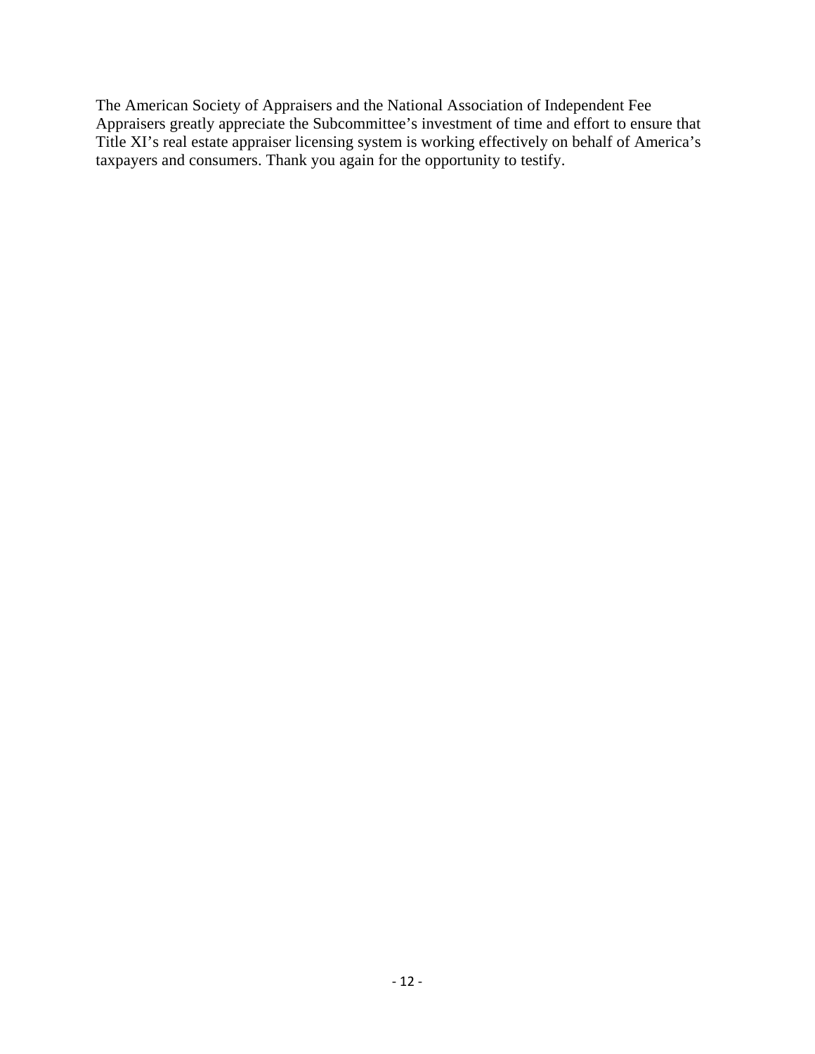The American Society of Appraisers and the National Association of Independent Fee Appraisers greatly appreciate the Subcommittee's investment of time and effort to ensure that Title XI's real estate appraiser licensing system is working effectively on behalf of America's taxpayers and consumers. Thank you again for the opportunity to testify.